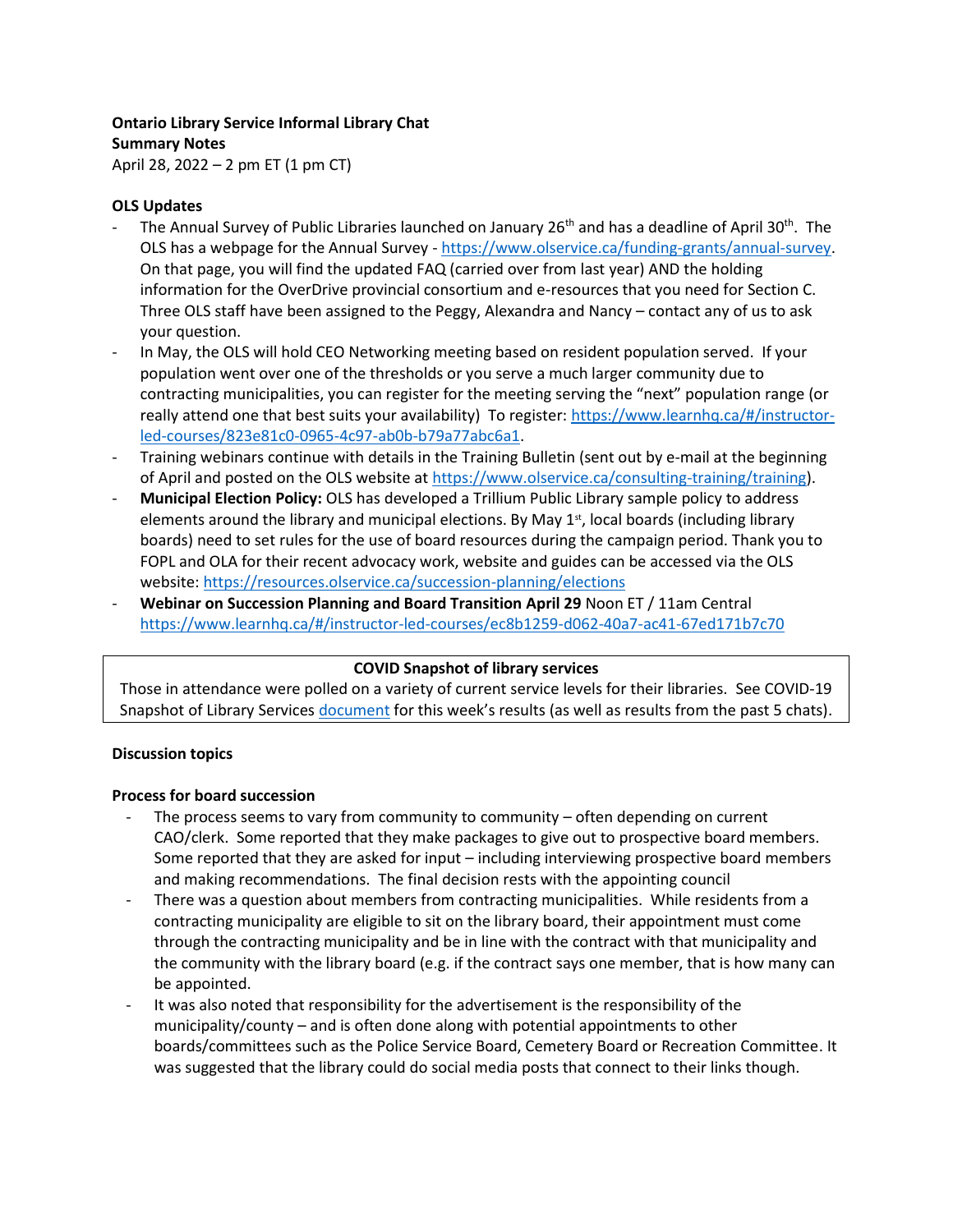**Ontario Library Service Informal Library Chat**
**Summary Notes**
April 28, 2022 – 2 pm ET (1 pm CT)

**OLS Updates**

- The Annual Survey of Public Libraries launched on January 26th and has a deadline of April 30th. The OLS has a webpage for the Annual Survey - https://www.olservice.ca/funding-grants/annual-survey. On that page, you will find the updated FAQ (carried over from last year) AND the holding information for the OverDrive provincial consortium and e-resources that you need for Section C. Three OLS staff have been assigned to the Peggy, Alexandra and Nancy – contact any of us to ask your question.
- In May, the OLS will hold CEO Networking meeting based on resident population served. If your population went over one of the thresholds or you serve a much larger community due to contracting municipalities, you can register for the meeting serving the "next" population range (or really attend one that best suits your availability) To register: https://www.learnhq.ca/#/instructor-led-courses/823e81c0-0965-4c97-ab0b-b79a77abc6a1.
- Training webinars continue with details in the Training Bulletin (sent out by e-mail at the beginning of April and posted on the OLS website at https://www.olservice.ca/consulting-training/training).
- **Municipal Election Policy:** OLS has developed a Trillium Public Library sample policy to address elements around the library and municipal elections. By May 1st, local boards (including library boards) need to set rules for the use of board resources during the campaign period. Thank you to FOPL and OLA for their recent advocacy work, website and guides can be accessed via the OLS website: https://resources.olservice.ca/succession-planning/elections
- **Webinar on Succession Planning and Board Transition April 29** Noon ET / 11am Central https://www.learnhq.ca/#/instructor-led-courses/ec8b1259-d062-40a7-ac41-67ed171b7c70

**COVID Snapshot of library services**

Those in attendance were polled on a variety of current service levels for their libraries. See COVID-19 Snapshot of Library Services document for this week's results (as well as results from the past 5 chats).

**Discussion topics**

**Process for board succession**

- The process seems to vary from community to community – often depending on current CAO/clerk. Some reported that they make packages to give out to prospective board members. Some reported that they are asked for input – including interviewing prospective board members and making recommendations. The final decision rests with the appointing council
- There was a question about members from contracting municipalities. While residents from a contracting municipality are eligible to sit on the library board, their appointment must come through the contracting municipality and be in line with the contract with that municipality and the community with the library board (e.g. if the contract says one member, that is how many can be appointed.
- It was also noted that responsibility for the advertisement is the responsibility of the municipality/county – and is often done along with potential appointments to other boards/committees such as the Police Service Board, Cemetery Board or Recreation Committee. It was suggested that the library could do social media posts that connect to their links though.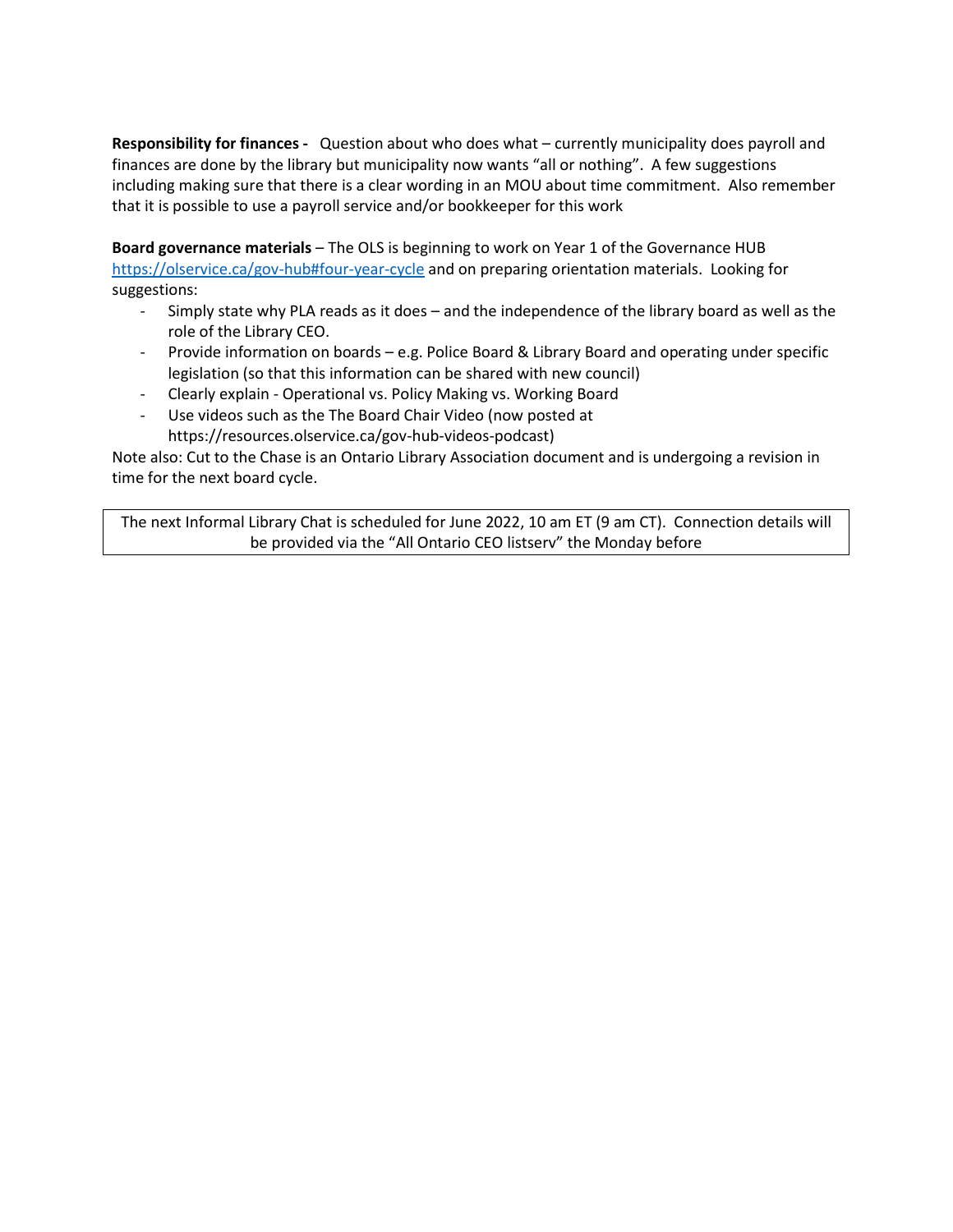**Responsibility for finances -** Question about who does what – currently municipality does payroll and finances are done by the library but municipality now wants "all or nothing". A few suggestions including making sure that there is a clear wording in an MOU about time commitment. Also remember that it is possible to use a payroll service and/or bookkeeper for this work

**Board governance materials** – The OLS is beginning to work on Year 1 of the Governance HUB [https://olservice.ca/gov-hub#four-year-cycle](https://olservice.ca/gov-hub#four-year-cycle) and on preparing orientation materials. Looking for suggestions:

- Simply state why PLA reads as it does – and the independence of the library board as well as the role of the Library CEO.
- Provide information on boards – e.g. Police Board & Library Board and operating under specific legislation (so that this information can be shared with new council)
- Clearly explain - Operational vs. Policy Making vs. Working Board
- Use videos such as the The Board Chair Video (now posted at https://resources.olservice.ca/gov-hub-videos-podcast)

Note also: Cut to the Chase is an Ontario Library Association document and is undergoing a revision in time for the next board cycle.

The next Informal Library Chat is scheduled for June 2022, 10 am ET (9 am CT). Connection details will be provided via the "All Ontario CEO listserv" the Monday before